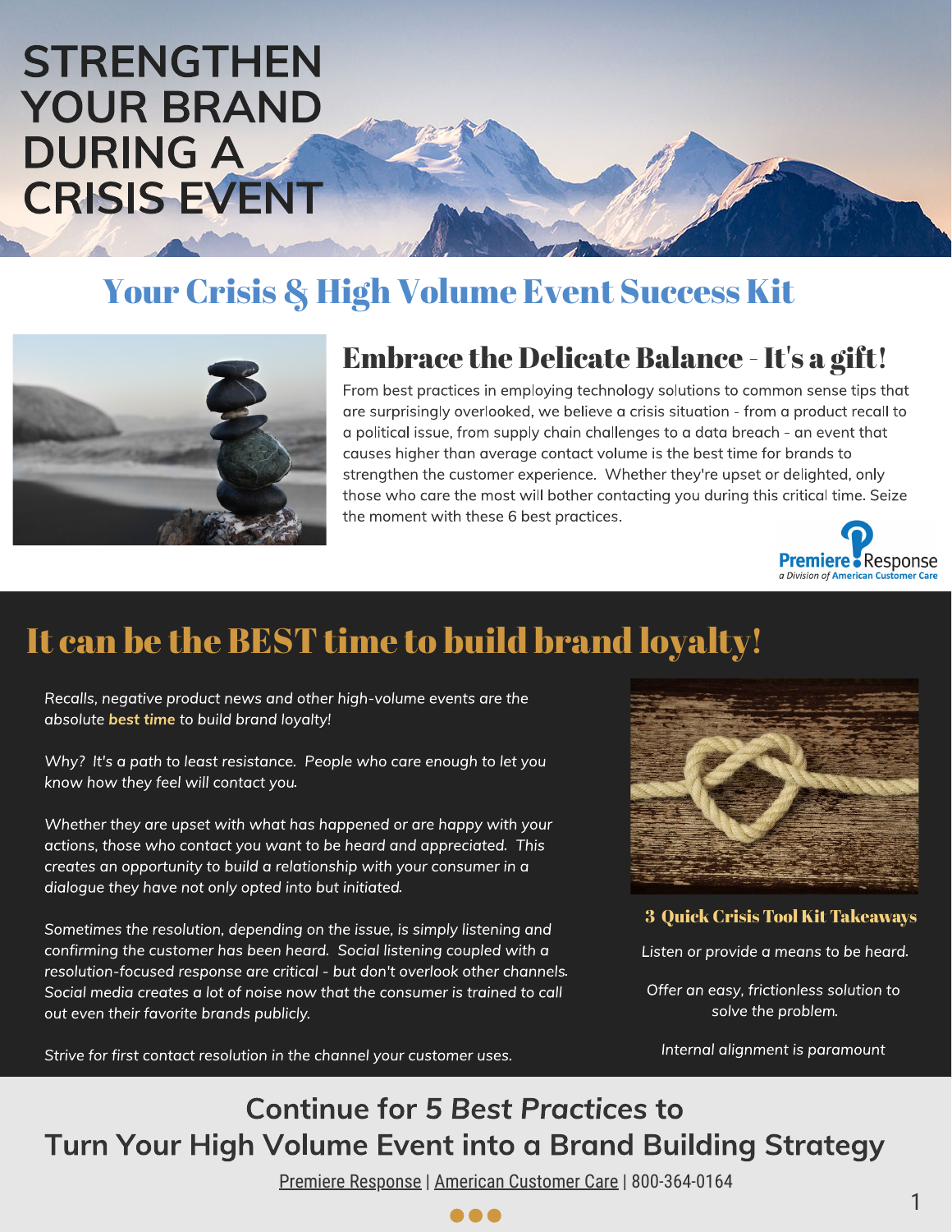# STRENGTHEN YOUR BRAND DURING A CRISIS EVENT

## Your Crisis & High Volume Event Success Kit

### Embrace the Delicate Balance - It's a gift!

From best practices in employing technology solutions to common sense tips that are surprisingly overlooked, we believe a crisis situation - from a product recall to a political issue, from supply chain challenges to a data breach - an event that causes higher than average contact volume is the best time for brands to strengthen the customer experience. Whether they're upset or delighted, only those who care the most will bother contacting you during this critical time. Seize the moment with these 6 best practices.

Premiere Response
*a Division of American Customer Care*

## It can be the BEST time to build brand loyalty!

*Recalls, negative product news and other high-volume events are the absolute* ***best time*** *to build brand loyalty!*

*Why? It's a path to least resistance. People who care enough to let you know how they feel will contact you.*

*Whether they are upset with what has happened or are happy with your actions, those who contact you want to be heard and appreciated. This creates an opportunity to build a relationship with your consumer in a dialogue they have not only opted into but initiated.*

*Sometimes the resolution, depending on the issue, is simply listening and confirming the customer has been heard. Social listening coupled with a resolution-focused response are critical - but don't overlook other channels. Social media creates a lot of noise now that the consumer is trained to call out even their favorite brands publicly.*

*Strive for first contact resolution in the channel your customer uses.*

### 3 Quick Crisis Tool Kit Takeaways

*Listen or provide a means to be heard.*

*Offer an easy, frictionless solution to solve the problem.*

*Internal alignment is paramount*

## Continue for 5 *Best Practices* to Turn Your High Volume Event into a Brand Building Strategy

Premiere Response | American Customer Care | 800-364-0164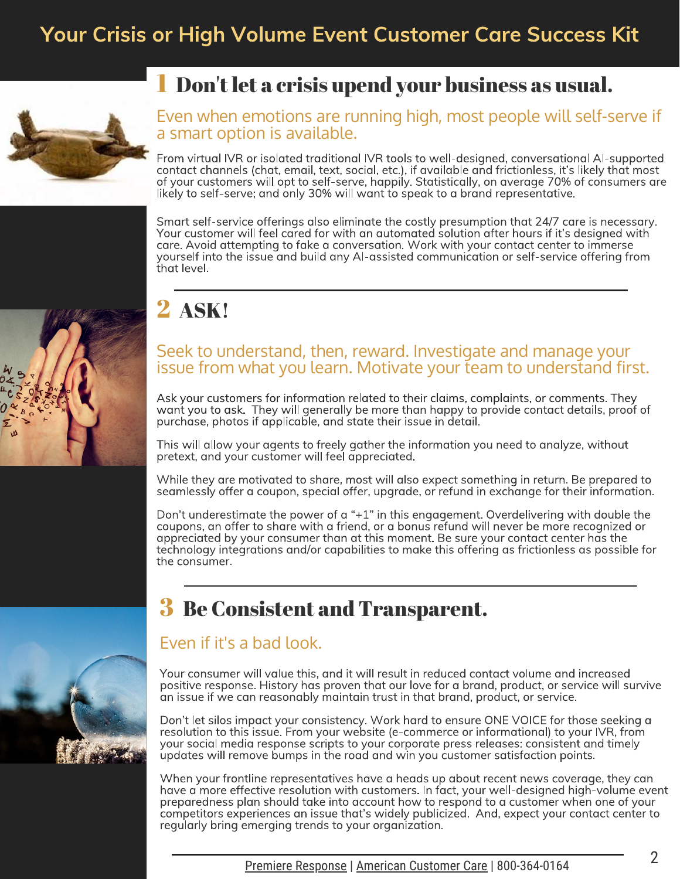# Your Crisis or High Volume Event Customer Care Success Kit

## 1 Don't let a crisis upend your business as usual.

### Even when emotions are running high, most people will self-serve if a smart option is available.

From virtual IVR or isolated traditional IVR tools to well-designed, conversational AI-supported contact channels (chat, email, text, social, etc.), if available and frictionless, it's likely that most of your customers will opt to self-serve, happily. Statistically, on average 70% of consumers are likely to self-serve; and only 30% will want to speak to a brand representative.

Smart self-service offerings also eliminate the costly presumption that 24/7 care is necessary. Your customer will feel cared for with an automated solution after hours if it's designed with care. Avoid attempting to fake a conversation. Work with your contact center to immerse yourself into the issue and build any AI-assisted communication or self-service offering from that level.

## 2 ASK!

### Seek to understand, then, reward. Investigate and manage your issue from what you learn. Motivate your team to understand first.

Ask your customers for information related to their claims, complaints, or comments. They want you to ask. They will generally be more than happy to provide contact details, proof of purchase, photos if applicable, and state their issue in detail.

This will allow your agents to freely gather the information you need to analyze, without pretext, and your customer will feel appreciated.

While they are motivated to share, most will also expect something in return. Be prepared to seamlessly offer a coupon, special offer, upgrade, or refund in exchange for their information.

Don't underestimate the power of a "+1" in this engagement. Overdelivering with double the coupons, an offer to share with a friend, or a bonus refund will never be more recognized or appreciated by your consumer than at this moment. Be sure your contact center has the technology integrations and/or capabilities to make this offering as frictionless as possible for the consumer.

## 3 Be Consistent and Transparent.

### Even if it's a bad look.

Your consumer will value this, and it will result in reduced contact volume and increased positive response. History has proven that our love for a brand, product, or service will survive an issue if we can reasonably maintain trust in that brand, product, or service.

Don't let silos impact your consistency. Work hard to ensure ONE VOICE for those seeking a resolution to this issue. From your website (e-commerce or informational) to your IVR, from your social media response scripts to your corporate press releases: consistent and timely updates will remove bumps in the road and win you customer satisfaction points.

When your frontline representatives have a heads up about recent news coverage, they can have a more effective resolution with customers. In fact, your well-designed high-volume event preparedness plan should take into account how to respond to a customer when one of your competitors experiences an issue that's widely publicized. And, expect your contact center to regularly bring emerging trends to your organization.

Premiere Response | American Customer Care | 800-364-0164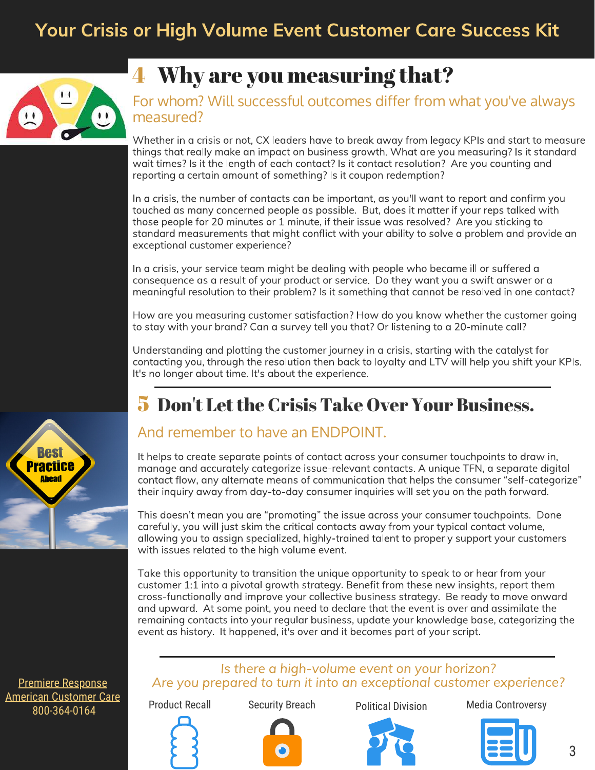# Your Crisis or High Volume Event Customer Care Success Kit

## 4 Why are you measuring that?

### For whom? Will successful outcomes differ from what you've always measured?

Whether in a crisis or not, CX leaders have to break away from legacy KPIs and start to measure things that really make an impact on business growth. What are you measuring? Is it standard wait times? Is it the length of each contact? Is it contact resolution? Are you counting and reporting a certain amount of something? Is it coupon redemption?

In a crisis, the number of contacts can be important, as you'll want to report and confirm you touched as many concerned people as possible. But, does it matter if your reps talked with those people for 20 minutes or 1 minute, if their issue was resolved? Are you sticking to standard measurements that might conflict with your ability to solve a problem and provide an exceptional customer experience?

In a crisis, your service team might be dealing with people who became ill or suffered a consequence as a result of your product or service. Do they want you a swift answer or a meaningful resolution to their problem? Is it something that cannot be resolved in one contact?

How are you measuring customer satisfaction? How do you know whether the customer going to stay with your brand? Can a survey tell you that? Or listening to a 20-minute call?

Understanding and plotting the customer journey in a crisis, starting with the catalyst for contacting you, through the resolution then back to loyalty and LTV will help you shift your KPIs. It's no longer about time. It's about the experience.

## 5 Don't Let the Crisis Take Over Your Business.

### And remember to have an ENDPOINT.

It helps to create separate points of contact across your consumer touchpoints to draw in, manage and accurately categorize issue-relevant contacts. A unique TFN, a separate digital contact flow, any alternate means of communication that helps the consumer "self-categorize" their inquiry away from day-to-day consumer inquiries will set you on the path forward.

This doesn't mean you are "promoting" the issue across your consumer touchpoints. Done carefully, you will just skim the critical contacts away from your typical contact volume, allowing you to assign specialized, highly-trained talent to properly support your customers with issues related to the high volume event.

Take this opportunity to transition the unique opportunity to speak to or hear from your customer 1:1 into a pivotal growth strategy. Benefit from these new insights, report them cross-functionally and improve your collective business strategy. Be ready to move onward and upward. At some point, you need to declare that the event is over and assimilate the remaining contacts into your regular business, update your knowledge base, categorizing the event as history. It happened, it's over and it becomes part of your script.

*Is there a high-volume event on your horizon?*
*Are you prepared to turn it into an exceptional customer experience?*

Product Recall | Security Breach | Political Division | Media Controversy

Premiere Response
American Customer Care
800-364-0164